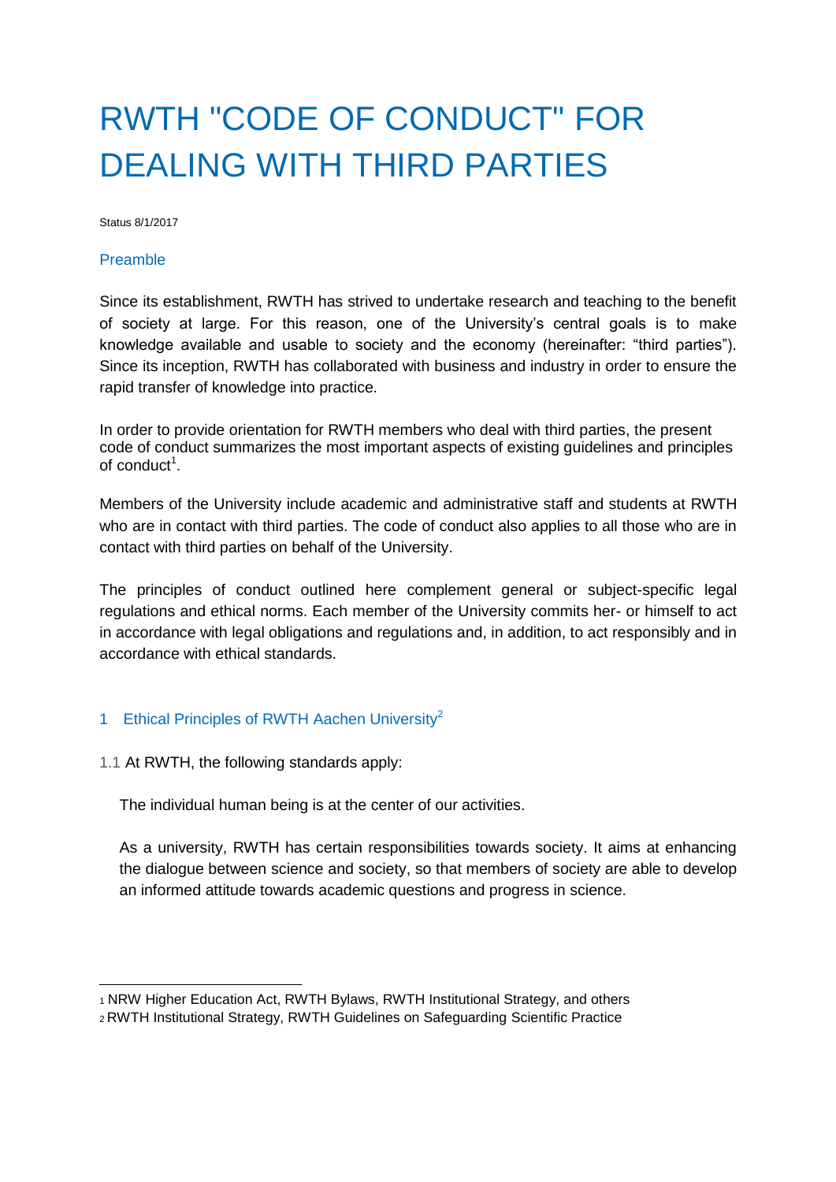# RWTH "CODE OF CONDUCT" FOR DEALING WITH THIRD PARTIES

Status 8/1/2017

## Preamble

Since its establishment, RWTH has strived to undertake research and teaching to the benefit of society at large. For this reason, one of the University's central goals is to make knowledge available and usable to society and the economy (hereinafter: "third parties"). Since its inception, RWTH has collaborated with business and industry in order to ensure the rapid transfer of knowledge into practice.

In order to provide orientation for RWTH members who deal with third parties, the present code of conduct summarizes the most important aspects of existing guidelines and principles of conduct[1].

Members of the University include academic and administrative staff and students at RWTH who are in contact with third parties. The code of conduct also applies to all those who are in contact with third parties on behalf of the University.

The principles of conduct outlined here complement general or subject-specific legal regulations and ethical norms. Each member of the University commits her- or himself to act in accordance with legal obligations and regulations and, in addition, to act responsibly and in accordance with ethical standards.

## 1 Ethical Principles of RWTH Aachen University[2]

1.1 At RWTH, the following standards apply:

The individual human being is at the center of our activities.

As a university, RWTH has certain responsibilities towards society. It aims at enhancing the dialogue between science and society, so that members of society are able to develop an informed attitude towards academic questions and progress in science.

---

1 NRW Higher Education Act, RWTH Bylaws, RWTH Institutional Strategy, and others

2 RWTH Institutional Strategy, RWTH Guidelines on Safeguarding Scientific Practice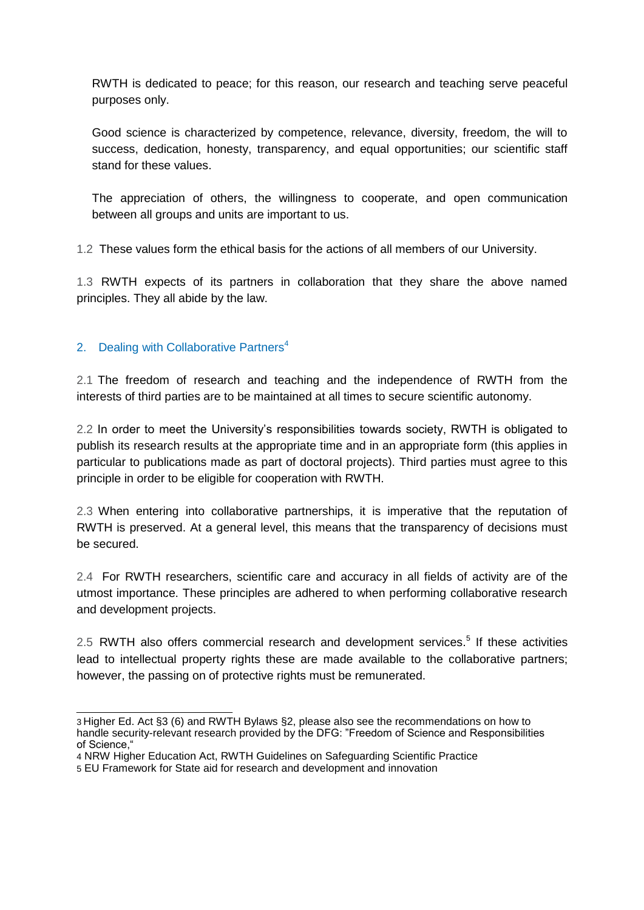RWTH is dedicated to peace; for this reason, our research and teaching serve peaceful purposes only.

Good science is characterized by competence, relevance, diversity, freedom, the will to success, dedication, honesty, transparency, and equal opportunities; our scientific staff stand for these values.

The appreciation of others, the willingness to cooperate, and open communication between all groups and units are important to us.

1.2 These values form the ethical basis for the actions of all members of our University.

1.3 RWTH expects of its partners in collaboration that they share the above named principles. They all abide by the law.

## 2. Dealing with Collaborative Partners[4]

2.1 The freedom of research and teaching and the independence of RWTH from the interests of third parties are to be maintained at all times to secure scientific autonomy.

2.2 In order to meet the University's responsibilities towards society, RWTH is obligated to publish its research results at the appropriate time and in an appropriate form (this applies in particular to publications made as part of doctoral projects). Third parties must agree to this principle in order to be eligible for cooperation with RWTH.

2.3 When entering into collaborative partnerships, it is imperative that the reputation of RWTH is preserved. At a general level, this means that the transparency of decisions must be secured.

2.4 For RWTH researchers, scientific care and accuracy in all fields of activity are of the utmost importance. These principles are adhered to when performing collaborative research and development projects.

2.5 RWTH also offers commercial research and development services.[5] If these activities lead to intellectual property rights these are made available to the collaborative partners; however, the passing on of protective rights must be remunerated.

---

3 Higher Ed. Act §3 (6) and RWTH Bylaws §2, please also see the recommendations on how to handle security-relevant research provided by the DFG: "Freedom of Science and Responsibilities of Science,"

4 NRW Higher Education Act, RWTH Guidelines on Safeguarding Scientific Practice

5 EU Framework for State aid for research and development and innovation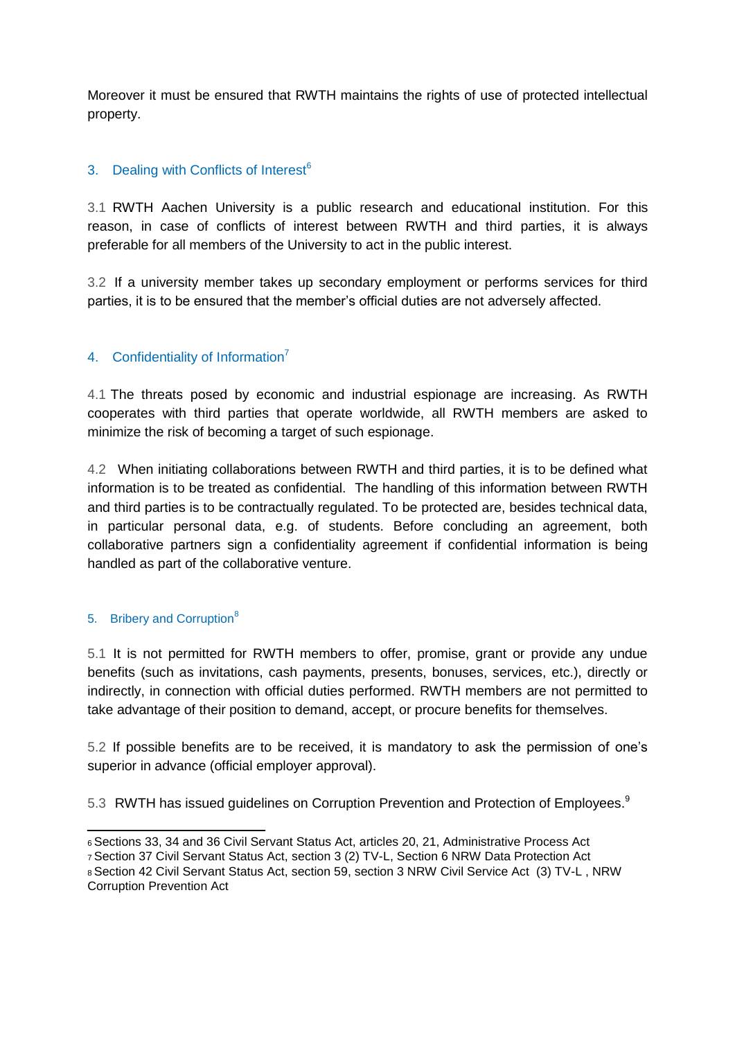Moreover it must be ensured that RWTH maintains the rights of use of protected intellectual property.

## 3. Dealing with Conflicts of Interest[6]

3.1 RWTH Aachen University is a public research and educational institution. For this reason, in case of conflicts of interest between RWTH and third parties, it is always preferable for all members of the University to act in the public interest.

3.2 If a university member takes up secondary employment or performs services for third parties, it is to be ensured that the member's official duties are not adversely affected.

## 4. Confidentiality of Information[7]

4.1 The threats posed by economic and industrial espionage are increasing. As RWTH cooperates with third parties that operate worldwide, all RWTH members are asked to minimize the risk of becoming a target of such espionage.

4.2 When initiating collaborations between RWTH and third parties, it is to be defined what information is to be treated as confidential. The handling of this information between RWTH and third parties is to be contractually regulated. To be protected are, besides technical data, in particular personal data, e.g. of students. Before concluding an agreement, both collaborative partners sign a confidentiality agreement if confidential information is being handled as part of the collaborative venture.

## 5. Bribery and Corruption[8]

5.1 It is not permitted for RWTH members to offer, promise, grant or provide any undue benefits (such as invitations, cash payments, presents, bonuses, services, etc.), directly or indirectly, in connection with official duties performed. RWTH members are not permitted to take advantage of their position to demand, accept, or procure benefits for themselves.

5.2 If possible benefits are to be received, it is mandatory to ask the permission of one's superior in advance (official employer approval).

5.3 RWTH has issued guidelines on Corruption Prevention and Protection of Employees.[9]

---

6 Sections 33, 34 and 36 Civil Servant Status Act, articles 20, 21, Administrative Process Act

7 Section 37 Civil Servant Status Act, section 3 (2) TV-L, Section 6 NRW Data Protection Act

8 Section 42 Civil Servant Status Act, section 59, section 3 NRW Civil Service Act (3) TV-L , NRW Corruption Prevention Act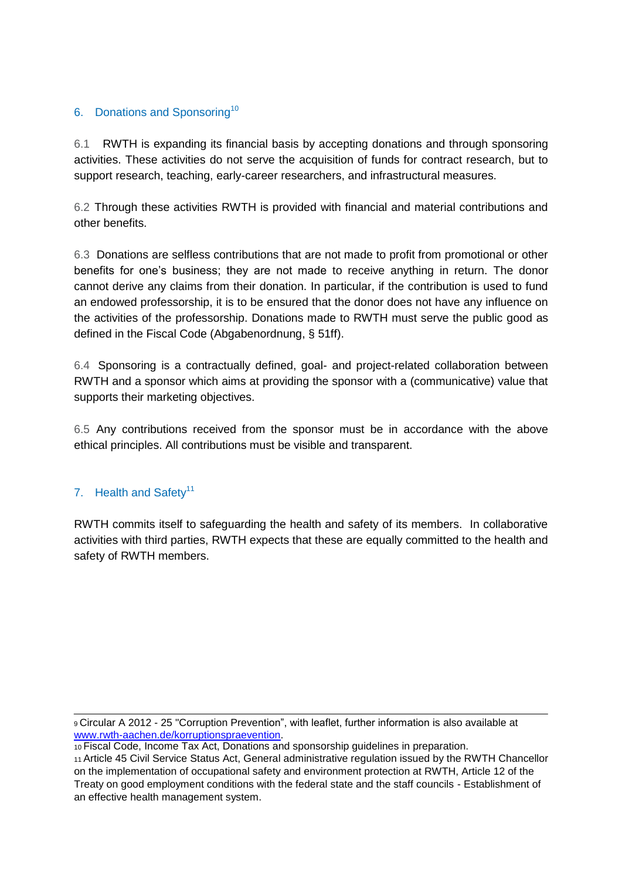## 6. Donations and Sponsoring[10]

6.1 RWTH is expanding its financial basis by accepting donations and through sponsoring activities. These activities do not serve the acquisition of funds for contract research, but to support research, teaching, early-career researchers, and infrastructural measures.

6.2 Through these activities RWTH is provided with financial and material contributions and other benefits.

6.3 Donations are selfless contributions that are not made to profit from promotional or other benefits for one's business; they are not made to receive anything in return. The donor cannot derive any claims from their donation. In particular, if the contribution is used to fund an endowed professorship, it is to be ensured that the donor does not have any influence on the activities of the professorship. Donations made to RWTH must serve the public good as defined in the Fiscal Code (Abgabenordnung, § 51ff).

6.4 Sponsoring is a contractually defined, goal- and project-related collaboration between RWTH and a sponsor which aims at providing the sponsor with a (communicative) value that supports their marketing objectives.

6.5 Any contributions received from the sponsor must be in accordance with the above ethical principles. All contributions must be visible and transparent.

## 7. Health and Safety[11]

RWTH commits itself to safeguarding the health and safety of its members. In collaborative activities with third parties, RWTH expects that these are equally committed to the health and safety of RWTH members.

---

[9] Circular A 2012 - 25 "Corruption Prevention", with leaflet, further information is also available at www.rwth-aachen.de/korruptionspraevention.

[10] Fiscal Code, Income Tax Act, Donations and sponsorship guidelines in preparation.

[11] Article 45 Civil Service Status Act, General administrative regulation issued by the RWTH Chancellor on the implementation of occupational safety and environment protection at RWTH, Article 12 of the Treaty on good employment conditions with the federal state and the staff councils - Establishment of an effective health management system.